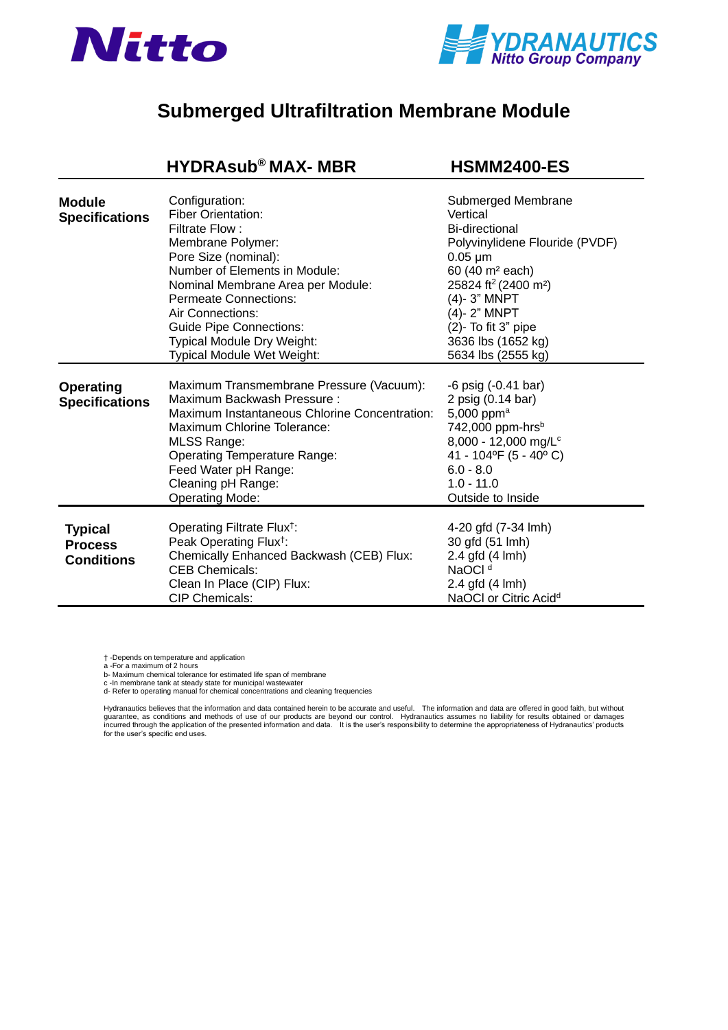Nitto

HYDRANAUTICS Nitto Group Company

# Submerged Ultrafiltration Membrane Module

| | HYDRAsub® MAX- MBR | HSMM2400-ES |
|---|---|---|
| **Module Specifications** | Configuration: | Submerged Membrane |
| | Fiber Orientation: | Vertical |
| | Filtrate Flow : | Bi-directional |
| | Membrane Polymer: | Polyvinylidene Flouride (PVDF) |
| | Pore Size (nominal): | 0.05 µm |
| | Number of Elements in Module: | 60 (40 $m^2$ each) |
| | Nominal Membrane Area per Module: | 25824 $ft^2$ (2400 $m^2$) |
| | Permeate Connections: | (4)- 3" MNPT |
| | Air Connections: | (4)- 2" MNPT |
| | Guide Pipe Connections: | (2)- To fit 3" pipe |
| | Typical Module Dry Weight: | 3636 lbs (1652 kg) |
| | Typical Module Wet Weight: | 5634 lbs (2555 kg) |
| **Operating Specifications** | Maximum Transmembrane Pressure (Vacuum): | -6 psig (-0.41 bar) |
| | Maximum Backwash Pressure : | 2 psig (0.14 bar) |
| | Maximum Instantaneous Chlorine Concentration: | 5,000 ppm[a] |
| | Maximum Chlorine Tolerance: | 742,000 ppm-hrs[b] |
| | MLSS Range: | 8,000 - 12,000 mg/L[c] |
| | Operating Temperature Range: | 41 - 104ºF (5 - 40º C) |
| | Feed Water pH Range: | 6.0 - 8.0 |
| | Cleaning pH Range: | 1.0 - 11.0 |
| | Operating Mode: | Outside to Inside |
| **Typical Process Conditions** | Operating Filtrate Flux†: | 4-20 gfd (7-34 lmh) |
| | Peak Operating Flux†: | 30 gfd (51 lmh) |
| | Chemically Enhanced Backwash (CEB) Flux: | 2.4 gfd (4 lmh) |
| | CEB Chemicals: | NaOCl [d] |
| | Clean In Place (CIP) Flux: | 2.4 gfd (4 lmh) |
| | CIP Chemicals: | NaOCl or Citric Acid[d] |

† -Depends on temperature and application
a -For a maximum of 2 hours
b- Maximum chemical tolerance for estimated life span of membrane
c -In membrane tank at steady state for municipal wastewater
d- Refer to operating manual for chemical concentrations and cleaning frequencies

Hydranautics believes that the information and data contained herein to be accurate and useful. The information and data are offered in good faith, but without guarantee, as conditions and methods of use of our products are beyond our control. Hydranautics assumes no liability for results obtained or damages incurred through the application of the presented information and data. It is the user's responsibility to determine the appropriateness of Hydranautics' products for the user's specific end uses.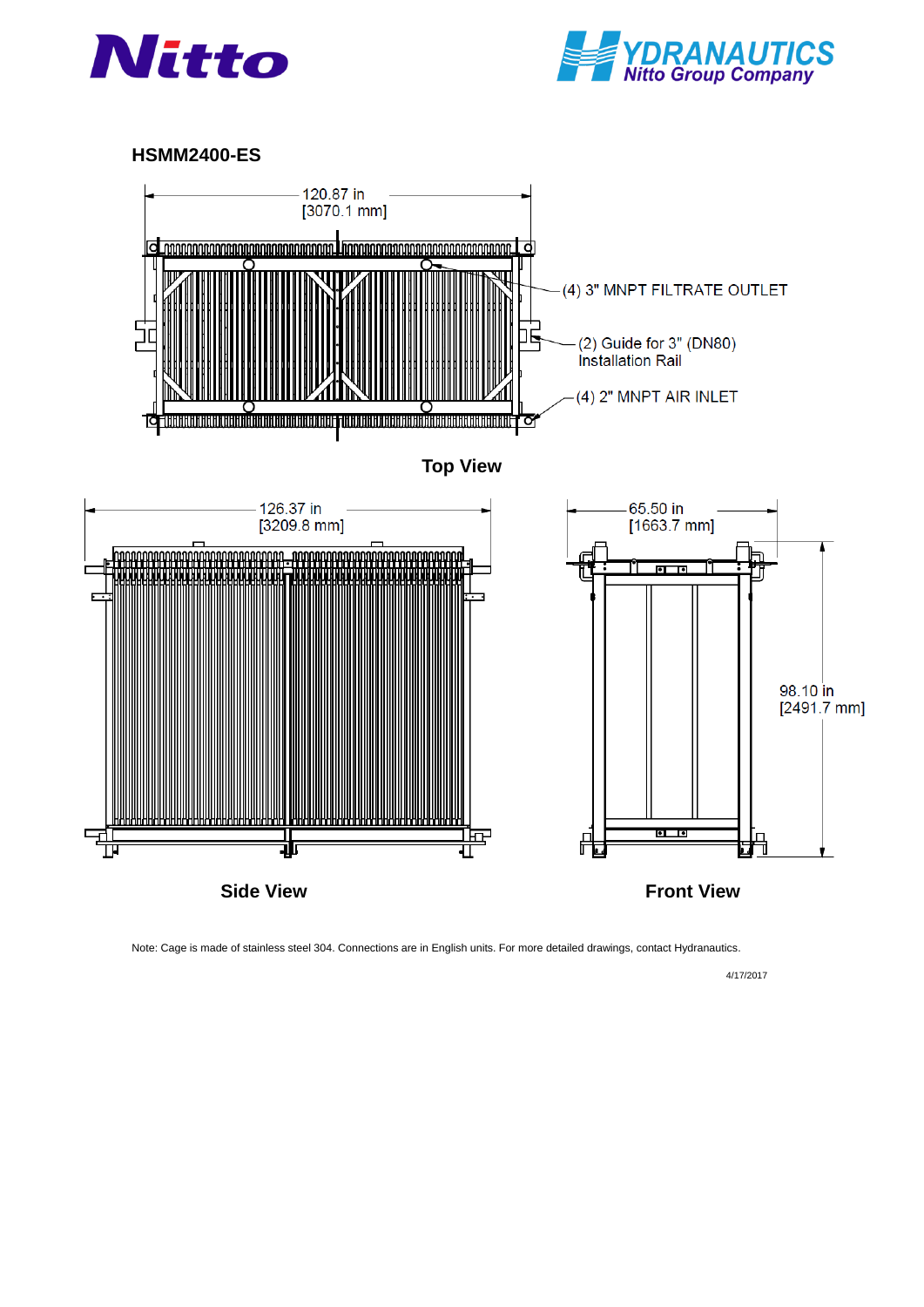Nitto

HYDRANAUTICS
Nitto Group Company

## HSMM2400-ES

120.87 in
[3070.1 mm]

(4) 3" MNPT FILTRATE OUTLET

(2) Guide for 3" (DN80)
Installation Rail

(4) 2" MNPT AIR INLET

**Top View**

126.37 in
[3209.8 mm]

**Side View**

65.50 in
[1663.7 mm]

98.10 in
[2491.7 mm]

**Front View**

Note: Cage is made of stainless steel 304. Connections are in English units. For more detailed drawings, contact Hydranautics.

4/17/2017